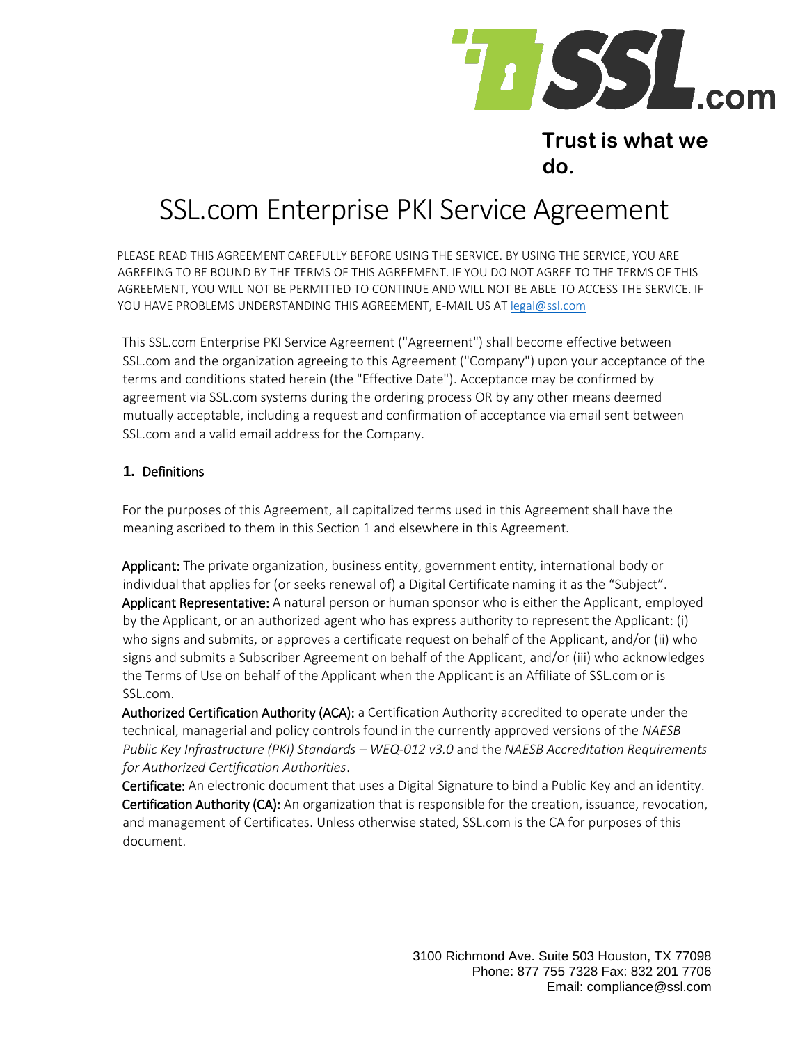Trust is what we do.

# SSL.com Enterprise PKI Service Agreement

PLEASE READ THIS AGREEMENT CAREFULLY BEFORE USING THE SERVICE. BY USING THE SERVICE, YOU ARE AGREEING TO BE BOUND BY THE TERMS OF THIS AGREEMENT. IF YOU DO NOT AGREE TO THE TERMS OF THIS AGREEMENT, YOU WILL NOT BE PERMITTED TO CONTINUE AND WILL NOT BE ABLE TO ACCESS THE SERVICE. IF YOU HAVE PROBLEMS UNDERSTANDING THIS AGREEMENT, E-MAIL US AT legal@ssl.com

This SSL.com Enterprise PKI Service Agreement ("Agreement") shall become effective between SSL.com and the organization agreeing to this Agreement ("Company") upon your acceptance of the terms and conditions stated herein (the "Effective Date"). Acceptance may be confirmed by agreement via SSL.com systems during the ordering process OR by any other means deemed mutually acceptable, including a request and confirmation of acceptance via email sent between SSL.com and a valid email address for the Company.

## 1. Definitions

For the purposes of this Agreement, all capitalized terms used in this Agreement shall have the meaning ascribed to them in this Section 1 and elsewhere in this Agreement.

**Applicant:** The private organization, business entity, government entity, international body or individual that applies for (or seeks renewal of) a Digital Certificate naming it as the "Subject".

**Applicant Representative:** A natural person or human sponsor who is either the Applicant, employed by the Applicant, or an authorized agent who has express authority to represent the Applicant: (i) who signs and submits, or approves a certificate request on behalf of the Applicant, and/or (ii) who signs and submits a Subscriber Agreement on behalf of the Applicant, and/or (iii) who acknowledges the Terms of Use on behalf of the Applicant when the Applicant is an Affiliate of SSL.com or is SSL.com.

**Authorized Certification Authority (ACA):** a Certification Authority accredited to operate under the technical, managerial and policy controls found in the currently approved versions of the *NAESB Public Key Infrastructure (PKI) Standards – WEQ-012 v3.0* and the *NAESB Accreditation Requirements for Authorized Certification Authorities*.

**Certificate:** An electronic document that uses a Digital Signature to bind a Public Key and an identity.

**Certification Authority (CA):** An organization that is responsible for the creation, issuance, revocation, and management of Certificates. Unless otherwise stated, SSL.com is the CA for purposes of this document.

3100 Richmond Ave. Suite 503 Houston, TX 77098
Phone: 877 755 7328 Fax: 832 201 7706
Email: compliance@ssl.com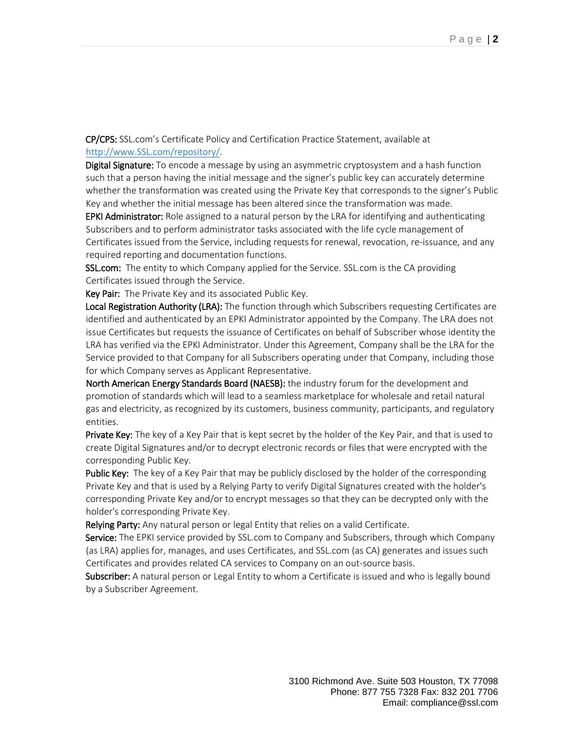**CP/CPS:** SSL.com's Certificate Policy and Certification Practice Statement, available at [http://www.SSL.com/repository/](http://www.SSL.com/repository/).

**Digital Signature:** To encode a message by using an asymmetric cryptosystem and a hash function such that a person having the initial message and the signer's public key can accurately determine whether the transformation was created using the Private Key that corresponds to the signer's Public Key and whether the initial message has been altered since the transformation was made.

**EPKI Administrator:** Role assigned to a natural person by the LRA for identifying and authenticating Subscribers and to perform administrator tasks associated with the life cycle management of Certificates issued from the Service, including requests for renewal, revocation, re-issuance, and any required reporting and documentation functions.

**SSL.com:** The entity to which Company applied for the Service. SSL.com is the CA providing Certificates issued through the Service.

**Key Pair:** The Private Key and its associated Public Key.

**Local Registration Authority (LRA):** The function through which Subscribers requesting Certificates are identified and authenticated by an EPKI Administrator appointed by the Company. The LRA does not issue Certificates but requests the issuance of Certificates on behalf of Subscriber whose identity the LRA has verified via the EPKI Administrator. Under this Agreement, Company shall be the LRA for the Service provided to that Company for all Subscribers operating under that Company, including those for which Company serves as Applicant Representative.

**North American Energy Standards Board (NAESB):** the industry forum for the development and promotion of standards which will lead to a seamless marketplace for wholesale and retail natural gas and electricity, as recognized by its customers, business community, participants, and regulatory entities.

**Private Key:** The key of a Key Pair that is kept secret by the holder of the Key Pair, and that is used to create Digital Signatures and/or to decrypt electronic records or files that were encrypted with the corresponding Public Key.

**Public Key:** The key of a Key Pair that may be publicly disclosed by the holder of the corresponding Private Key and that is used by a Relying Party to verify Digital Signatures created with the holder's corresponding Private Key and/or to encrypt messages so that they can be decrypted only with the holder's corresponding Private Key.

**Relying Party:** Any natural person or legal Entity that relies on a valid Certificate.

**Service:** The EPKI service provided by SSL.com to Company and Subscribers, through which Company (as LRA) applies for, manages, and uses Certificates, and SSL.com (as CA) generates and issues such Certificates and provides related CA services to Company on an out-source basis.

**Subscriber:** A natural person or Legal Entity to whom a Certificate is issued and who is legally bound by a Subscriber Agreement.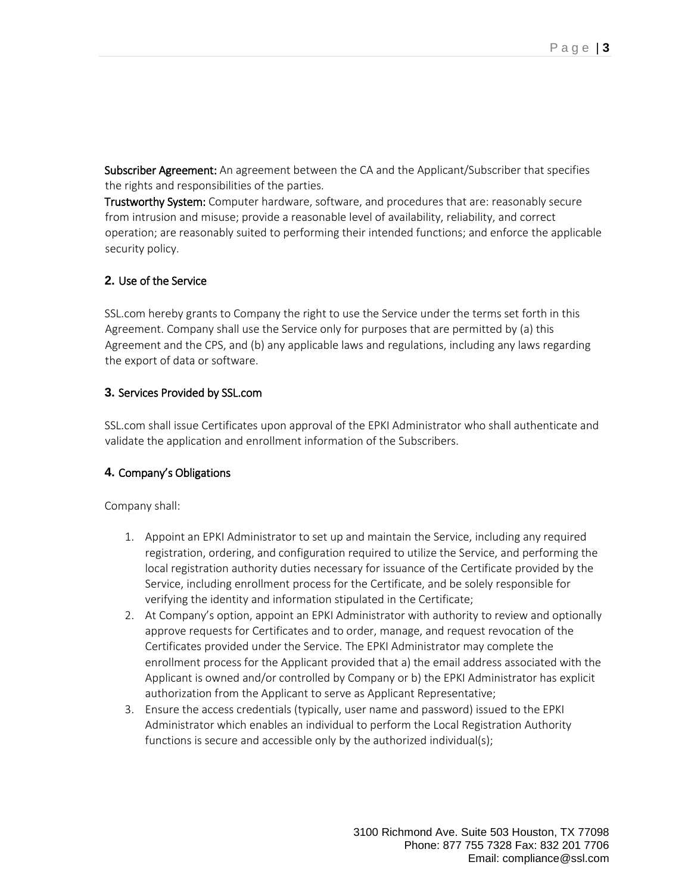**Subscriber Agreement:** An agreement between the CA and the Applicant/Subscriber that specifies the rights and responsibilities of the parties.

**Trustworthy System:** Computer hardware, software, and procedures that are: reasonably secure from intrusion and misuse; provide a reasonable level of availability, reliability, and correct operation; are reasonably suited to performing their intended functions; and enforce the applicable security policy.

## 2. Use of the Service

SSL.com hereby grants to Company the right to use the Service under the terms set forth in this Agreement. Company shall use the Service only for purposes that are permitted by (a) this Agreement and the CPS, and (b) any applicable laws and regulations, including any laws regarding the export of data or software.

## 3. Services Provided by SSL.com

SSL.com shall issue Certificates upon approval of the EPKI Administrator who shall authenticate and validate the application and enrollment information of the Subscribers.

## 4. Company's Obligations

Company shall:

1. Appoint an EPKI Administrator to set up and maintain the Service, including any required registration, ordering, and configuration required to utilize the Service, and performing the local registration authority duties necessary for issuance of the Certificate provided by the Service, including enrollment process for the Certificate, and be solely responsible for verifying the identity and information stipulated in the Certificate;
2. At Company's option, appoint an EPKI Administrator with authority to review and optionally approve requests for Certificates and to order, manage, and request revocation of the Certificates provided under the Service. The EPKI Administrator may complete the enrollment process for the Applicant provided that a) the email address associated with the Applicant is owned and/or controlled by Company or b) the EPKI Administrator has explicit authorization from the Applicant to serve as Applicant Representative;
3. Ensure the access credentials (typically, user name and password) issued to the EPKI Administrator which enables an individual to perform the Local Registration Authority functions is secure and accessible only by the authorized individual(s);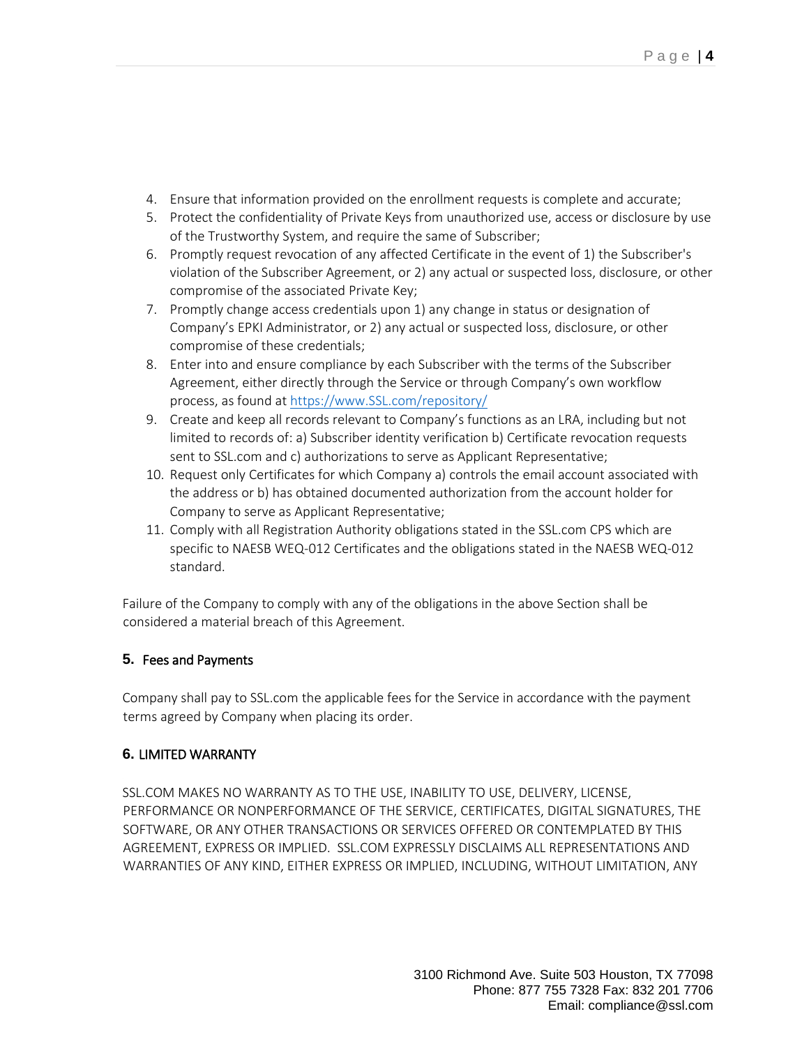4. Ensure that information provided on the enrollment requests is complete and accurate;
5. Protect the confidentiality of Private Keys from unauthorized use, access or disclosure by use of the Trustworthy System, and require the same of Subscriber;
6. Promptly request revocation of any affected Certificate in the event of 1) the Subscriber's violation of the Subscriber Agreement, or 2) any actual or suspected loss, disclosure, or other compromise of the associated Private Key;
7. Promptly change access credentials upon 1) any change in status or designation of Company's EPKI Administrator, or 2) any actual or suspected loss, disclosure, or other compromise of these credentials;
8. Enter into and ensure compliance by each Subscriber with the terms of the Subscriber Agreement, either directly through the Service or through Company's own workflow process, as found at https://www.SSL.com/repository/
9. Create and keep all records relevant to Company's functions as an LRA, including but not limited to records of: a) Subscriber identity verification b) Certificate revocation requests sent to SSL.com and c) authorizations to serve as Applicant Representative;
10. Request only Certificates for which Company a) controls the email account associated with the address or b) has obtained documented authorization from the account holder for Company to serve as Applicant Representative;
11. Comply with all Registration Authority obligations stated in the SSL.com CPS which are specific to NAESB WEQ-012 Certificates and the obligations stated in the NAESB WEQ-012 standard.

Failure of the Company to comply with any of the obligations in the above Section shall be considered a material breach of this Agreement.

## 5. Fees and Payments

Company shall pay to SSL.com the applicable fees for the Service in accordance with the payment terms agreed by Company when placing its order.

## 6. LIMITED WARRANTY

SSL.COM MAKES NO WARRANTY AS TO THE USE, INABILITY TO USE, DELIVERY, LICENSE, PERFORMANCE OR NONPERFORMANCE OF THE SERVICE, CERTIFICATES, DIGITAL SIGNATURES, THE SOFTWARE, OR ANY OTHER TRANSACTIONS OR SERVICES OFFERED OR CONTEMPLATED BY THIS AGREEMENT, EXPRESS OR IMPLIED. SSL.COM EXPRESSLY DISCLAIMS ALL REPRESENTATIONS AND WARRANTIES OF ANY KIND, EITHER EXPRESS OR IMPLIED, INCLUDING, WITHOUT LIMITATION, ANY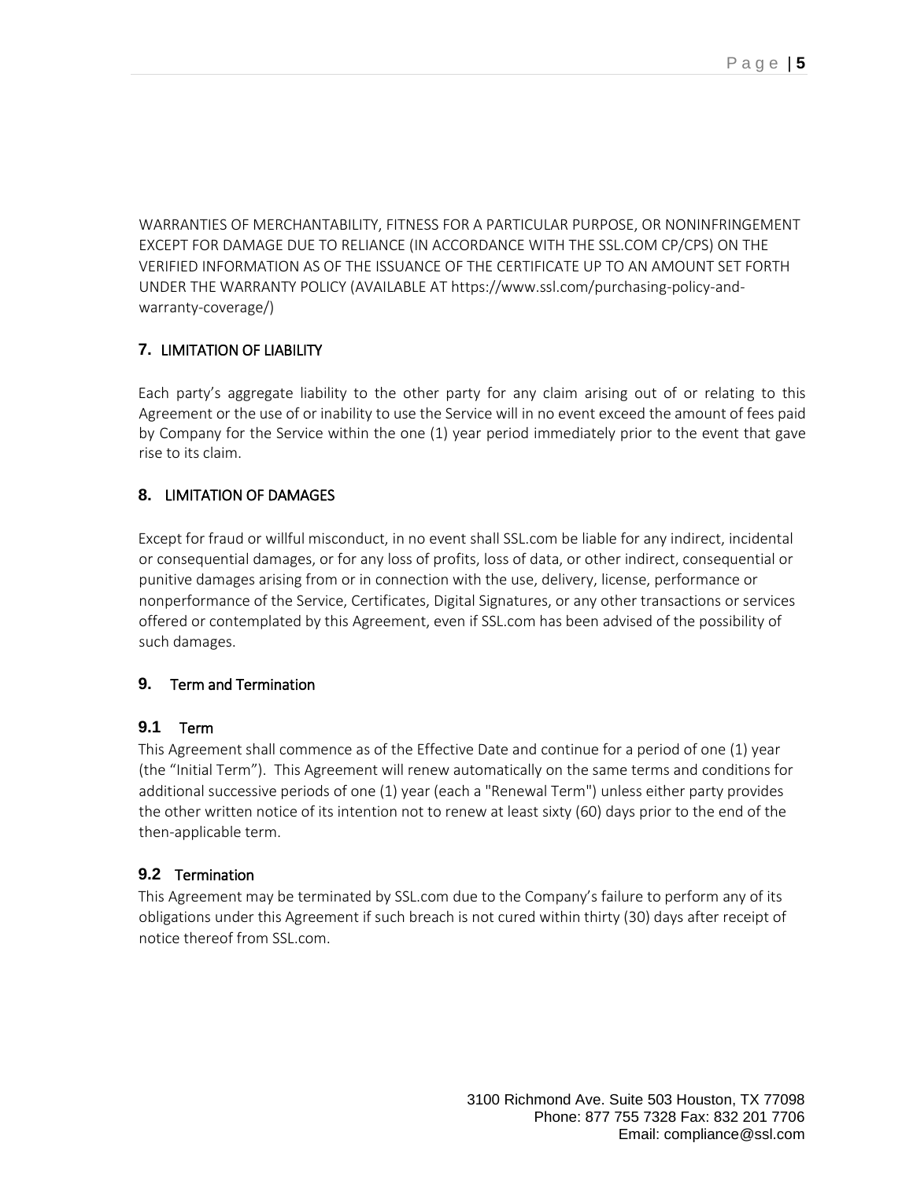WARRANTIES OF MERCHANTABILITY, FITNESS FOR A PARTICULAR PURPOSE, OR NONINFRINGEMENT EXCEPT FOR DAMAGE DUE TO RELIANCE (IN ACCORDANCE WITH THE SSL.COM CP/CPS) ON THE VERIFIED INFORMATION AS OF THE ISSUANCE OF THE CERTIFICATE UP TO AN AMOUNT SET FORTH UNDER THE WARRANTY POLICY (AVAILABLE AT https://www.ssl.com/purchasing-policy-and-warranty-coverage/)

## 7. LIMITATION OF LIABILITY

Each party's aggregate liability to the other party for any claim arising out of or relating to this Agreement or the use of or inability to use the Service will in no event exceed the amount of fees paid by Company for the Service within the one (1) year period immediately prior to the event that gave rise to its claim.

## 8. LIMITATION OF DAMAGES

Except for fraud or willful misconduct, in no event shall SSL.com be liable for any indirect, incidental or consequential damages, or for any loss of profits, loss of data, or other indirect, consequential or punitive damages arising from or in connection with the use, delivery, license, performance or nonperformance of the Service, Certificates, Digital Signatures, or any other transactions or services offered or contemplated by this Agreement, even if SSL.com has been advised of the possibility of such damages.

## 9. Term and Termination

### 9.1 Term

This Agreement shall commence as of the Effective Date and continue for a period of one (1) year (the "Initial Term"). This Agreement will renew automatically on the same terms and conditions for additional successive periods of one (1) year (each a "Renewal Term") unless either party provides the other written notice of its intention not to renew at least sixty (60) days prior to the end of the then-applicable term.

### 9.2 Termination

This Agreement may be terminated by SSL.com due to the Company's failure to perform any of its obligations under this Agreement if such breach is not cured within thirty (30) days after receipt of notice thereof from SSL.com.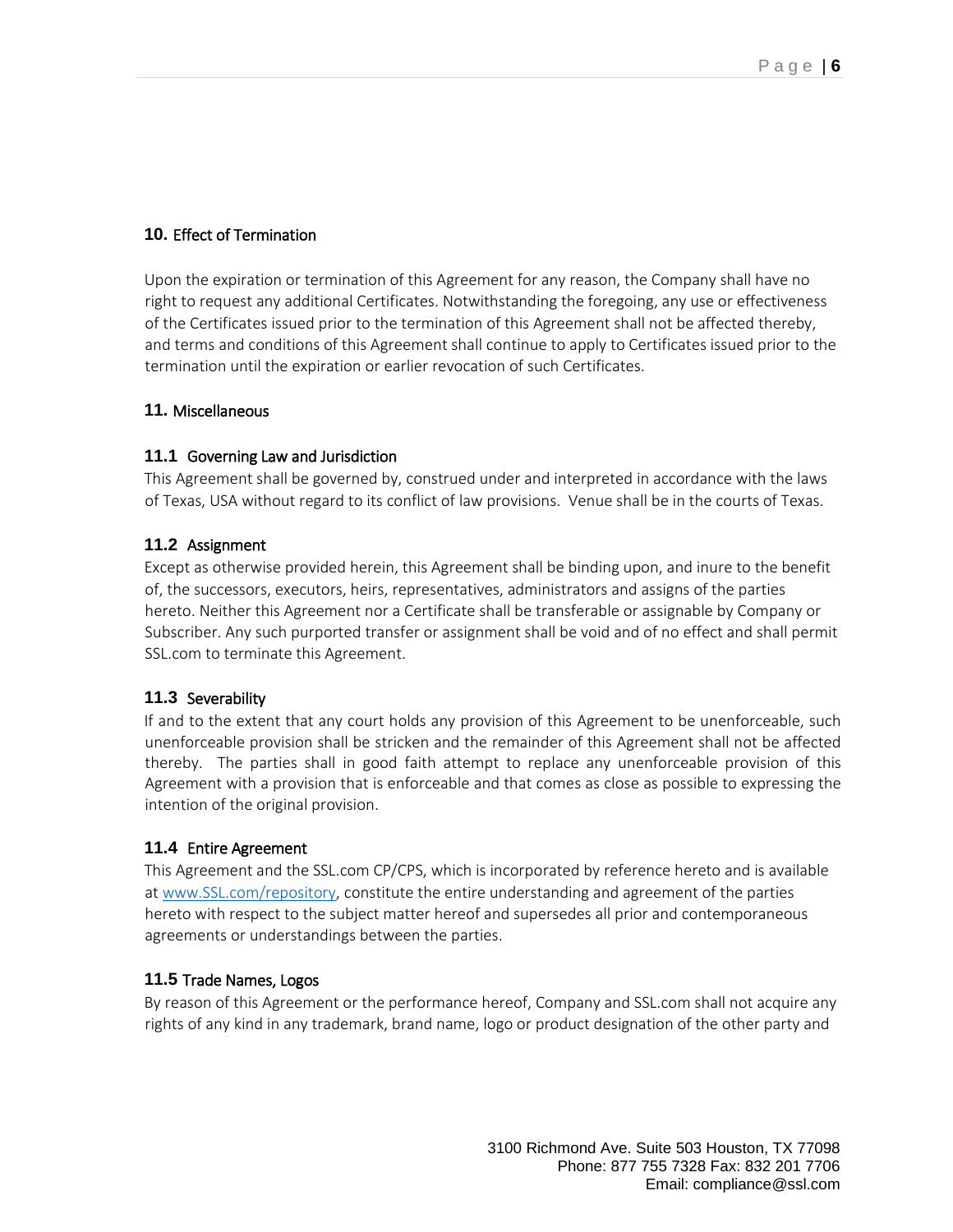## 10. Effect of Termination

Upon the expiration or termination of this Agreement for any reason, the Company shall have no right to request any additional Certificates. Notwithstanding the foregoing, any use or effectiveness of the Certificates issued prior to the termination of this Agreement shall not be affected thereby, and terms and conditions of this Agreement shall continue to apply to Certificates issued prior to the termination until the expiration or earlier revocation of such Certificates.

## 11. Miscellaneous

### 11.1 Governing Law and Jurisdiction

This Agreement shall be governed by, construed under and interpreted in accordance with the laws of Texas, USA without regard to its conflict of law provisions. Venue shall be in the courts of Texas.

### 11.2 Assignment

Except as otherwise provided herein, this Agreement shall be binding upon, and inure to the benefit of, the successors, executors, heirs, representatives, administrators and assigns of the parties hereto. Neither this Agreement nor a Certificate shall be transferable or assignable by Company or Subscriber. Any such purported transfer or assignment shall be void and of no effect and shall permit SSL.com to terminate this Agreement.

### 11.3 Severability

If and to the extent that any court holds any provision of this Agreement to be unenforceable, such unenforceable provision shall be stricken and the remainder of this Agreement shall not be affected thereby. The parties shall in good faith attempt to replace any unenforceable provision of this Agreement with a provision that is enforceable and that comes as close as possible to expressing the intention of the original provision.

### 11.4 Entire Agreement

This Agreement and the SSL.com CP/CPS, which is incorporated by reference hereto and is available at [www.SSL.com/repository](http://www.SSL.com/repository), constitute the entire understanding and agreement of the parties hereto with respect to the subject matter hereof and supersedes all prior and contemporaneous agreements or understandings between the parties.

### 11.5 Trade Names, Logos

By reason of this Agreement or the performance hereof, Company and SSL.com shall not acquire any rights of any kind in any trademark, brand name, logo or product designation of the other party and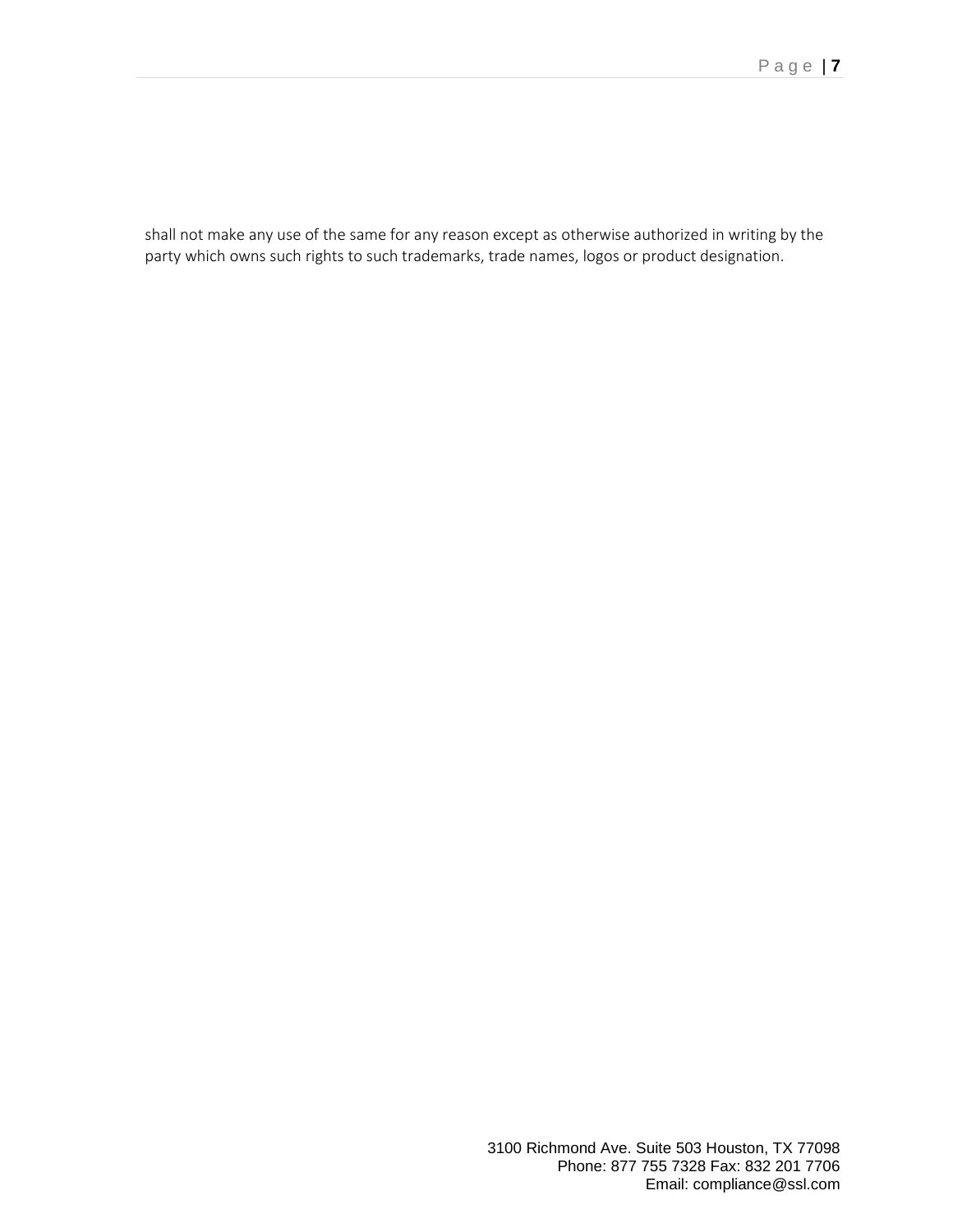shall not make any use of the same for any reason except as otherwise authorized in writing by the party which owns such rights to such trademarks, trade names, logos or product designation.